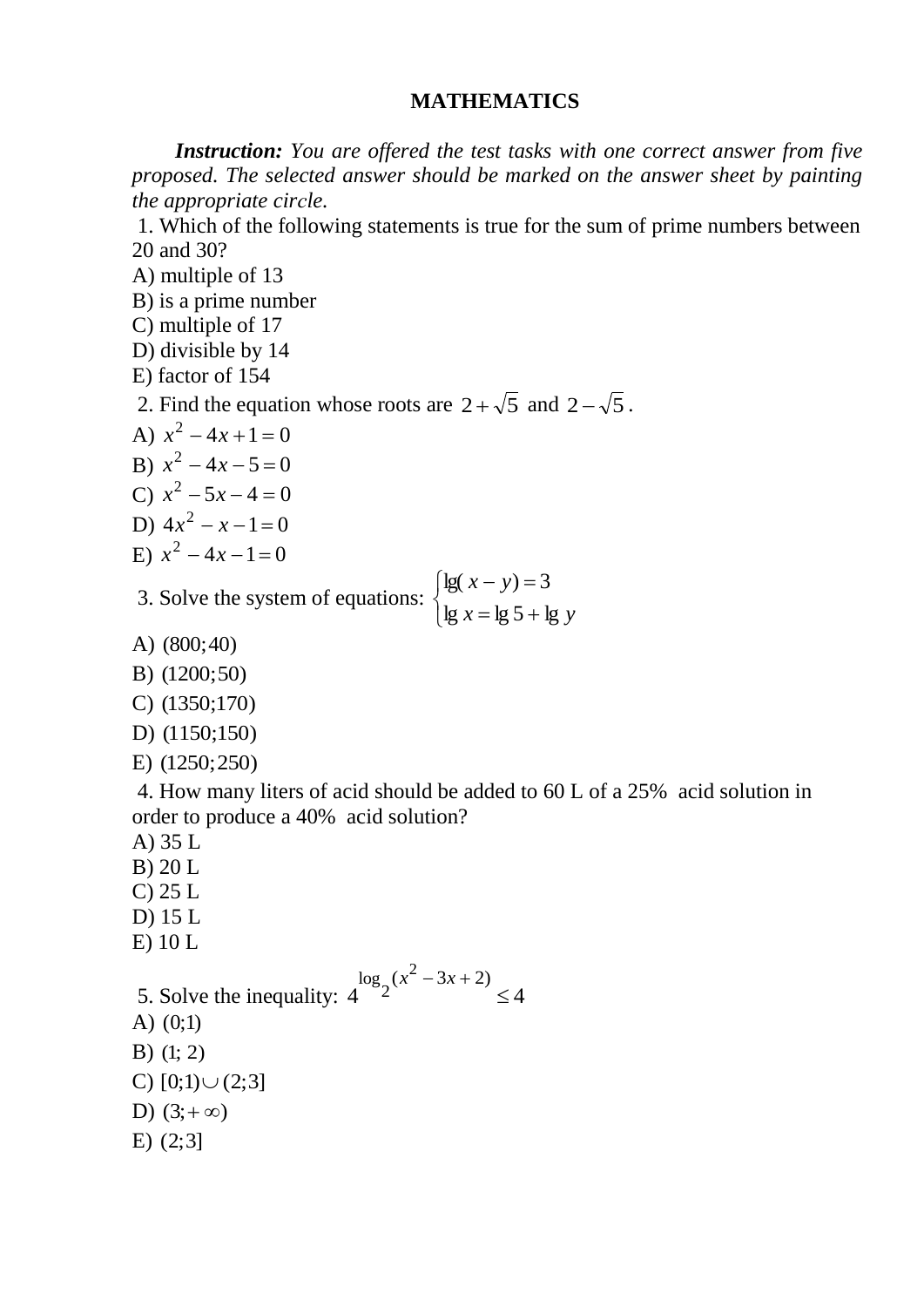**MATHEMATICS**

***Instruction:*** *You are offered the test tasks with one correct answer from five proposed. The selected answer should be marked on the answer sheet by painting the appropriate circle.*

1. Which of the following statements is true for the sum of prime numbers between 20 and 30?

A) multiple of 13
B) is a prime number
C) multiple of 17
D) divisible by 14
E) factor of 154

2. Find the equation whose roots are $2+\sqrt{5}$ and $2-\sqrt{5}$.

A) $x^2-4x+1=0$
B) $x^2-4x-5=0$
C) $x^2-5x-4=0$
D) $4x^2-x-1=0$
E) $x^2-4x-1=0$

3. Solve the system of equations: $\begin{cases} \lg(x-y)=3 \\ \lg x=\lg 5+\lg y \end{cases}$

A) $(800;40)$
B) $(1200;50)$
C) $(1350;170)$
D) $(1150;150)$
E) $(1250;250)$

4. How many liters of acid should be added to 60 L of a 25% acid solution in order to produce a 40% acid solution?

A) 35 L
B) 20 L
C) 25 L
D) 15 L
E) 10 L

5. Solve the inequality: $4^{\log_2(x^2-3x+2)} \leq 4$

A) $(0;1)$
B) $(1;2)$
C) $[0;1)\cup(2;3]$
D) $(3;+\infty)$
E) $(2;3]$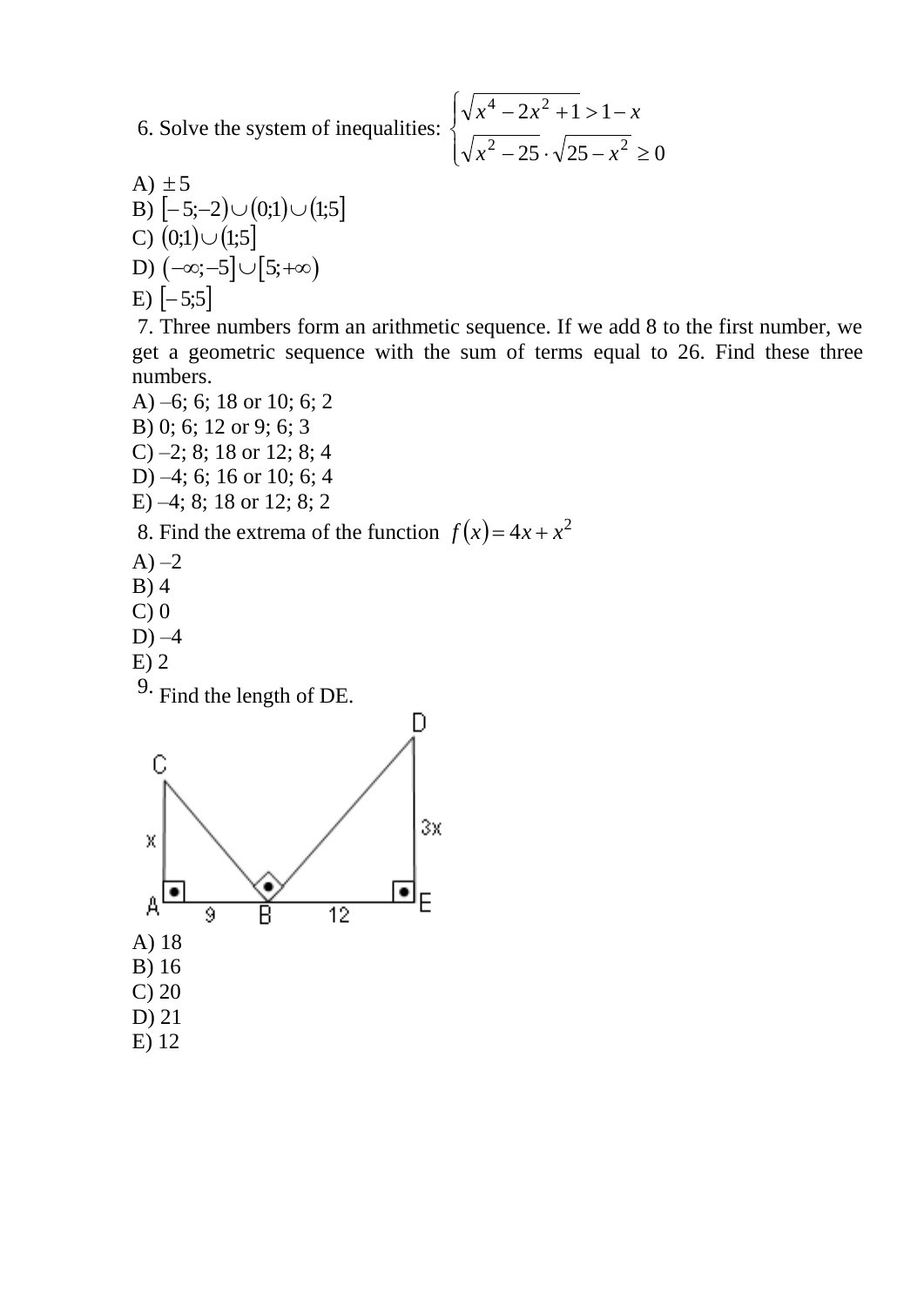6. Solve the system of inequalities: $\begin{cases} \sqrt{x^4 - 2x^2 + 1} > 1 - x \\ \sqrt{x^2 - 25} \cdot \sqrt{25 - x^2} \geq 0 \end{cases}$

A) $\pm 5$
B) $[-5;-2) \cup (0;1) \cup (1;5]$
C) $(0;1) \cup (1;5]$
D) $(-\infty;-5] \cup [5;+\infty)$
E) $[-5;5]$

7. Three numbers form an arithmetic sequence. If we add 8 to the first number, we get a geometric sequence with the sum of terms equal to 26. Find these three numbers.

A) –6; 6; 18 or 10; 6; 2
B) 0; 6; 12 or 9; 6; 3
C) –2; 8; 18 or 12; 8; 4
D) –4; 6; 16 or 10; 6; 4
E) –4; 8; 18 or 12; 8; 2

8. Find the extrema of the function $f(x) = 4x + x^2$

A) –2
B) 4
C) 0
D) –4
E) 2

9. Find the length of DE.

A) 18
B) 16
C) 20
D) 21
E) 12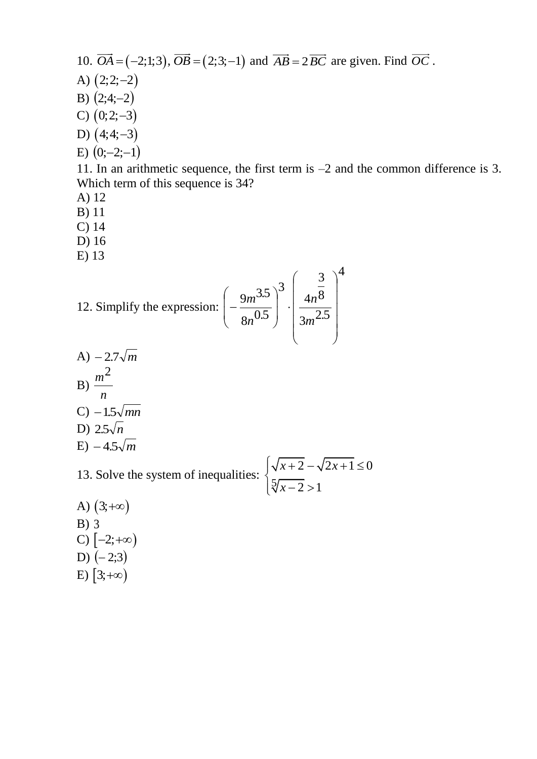10. $\overrightarrow{OA}=\left(-2;1;3\right)$, $\overrightarrow{OB}=\left(2;3;-1\right)$ and $\overrightarrow{AB}=2\overrightarrow{BC}$ are given. Find $\overrightarrow{OC}$.

A) $\left(2;2;-2\right)$

B) $\left(2;4;-2\right)$

C) $\left(0;2;-3\right)$

D) $\left(4;4;-3\right)$

E) $\left(0;-2;-1\right)$

11. In an arithmetic sequence, the first term is –2 and the common difference is 3. Which term of this sequence is 34?

A) 12

B) 11

C) 14

D) 16

E) 13

12. Simplify the expression: $\left(-\dfrac{9m^{3.5}}{8n^{0.5}}\right)^{3}\cdot\left(\dfrac{4n^{\frac{3}{8}}}{3m^{2.5}}\right)^{4}$

A) $-2.7\sqrt{m}$

B) $\dfrac{m^{2}}{n}$

C) $-1.5\sqrt{mn}$

D) $2.5\sqrt{n}$

E) $-4.5\sqrt{m}$

13. Solve the system of inequalities: $\begin{cases}\sqrt{x+2}-\sqrt{2x+1}\le 0\\ \sqrt[5]{x-2}>1\end{cases}$

A) $\left(3;+\infty\right)$

B) 3

C) $\left[-2;+\infty\right)$

D) $\left(-2;3\right)$

E) $\left[3;+\infty\right)$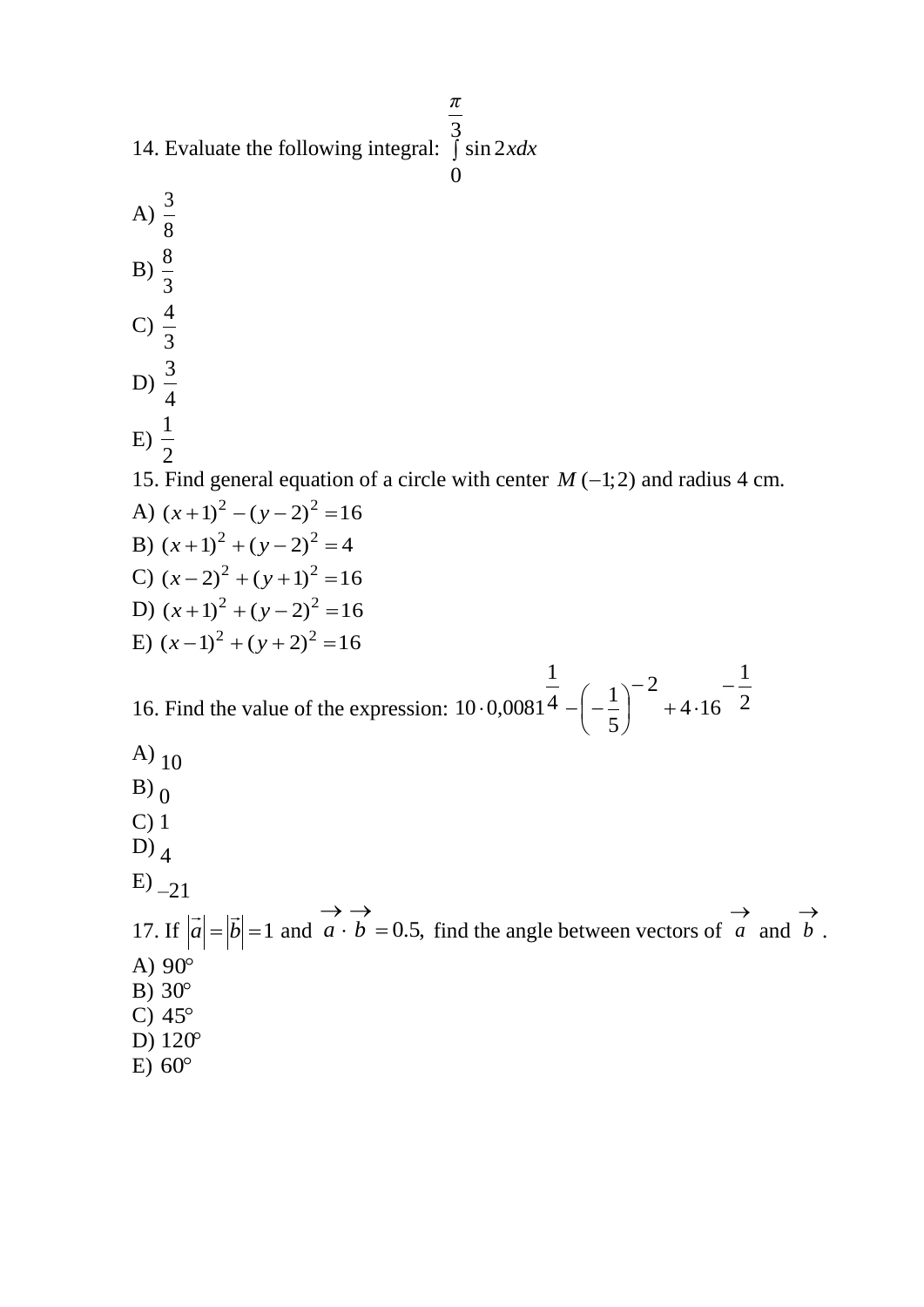14. Evaluate the following integral: $\int\limits_{0}^{\frac{\pi}{3}} \sin 2x dx$

A) $\frac{3}{8}$

B) $\frac{8}{3}$

C) $\frac{4}{3}$

D) $\frac{3}{4}$

E) $\frac{1}{2}$

15. Find general equation of a circle with center $M(-1;2)$ and radius 4 cm.

A) $(x+1)^2 - (y-2)^2 = 16$

B) $(x+1)^2 + (y-2)^2 = 4$

C) $(x-2)^2 + (y+1)^2 = 16$

D) $(x+1)^2 + (y-2)^2 = 16$

E) $(x-1)^2 + (y+2)^2 = 16$

16. Find the value of the expression: $10 \cdot 0{,}0081^{\frac{1}{4}} - \left(-\frac{1}{5}\right)^{-2} + 4 \cdot 16^{-\frac{1}{2}}$

A) 10

B) 0

C) 1

D) 4

E) $-21$

17. If $|\vec{a}| = |\vec{b}| = 1$ and $\vec{a} \cdot \vec{b} = 0.5$, find the angle between vectors of $\vec{a}$ and $\vec{b}$.

A) $90°$

B) $30°$

C) $45°$

D) $120°$

E) $60°$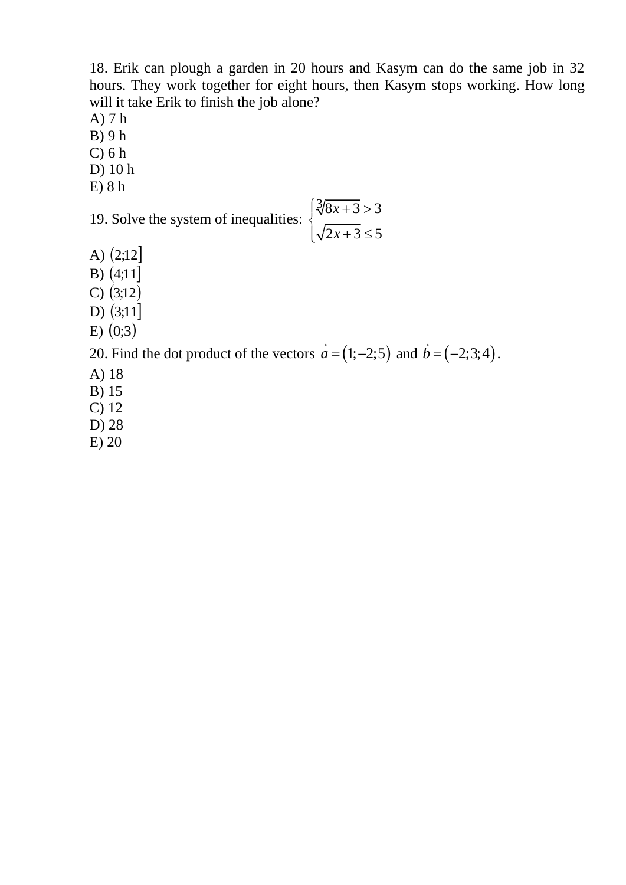18. Erik can plough a garden in 20 hours and Kasym can do the same job in 32 hours. They work together for eight hours, then Kasym stops working. How long will it take Erik to finish the job alone?

A) 7 h
B) 9 h
C) 6 h
D) 10 h
E) 8 h

19. Solve the system of inequalities: $\begin{cases} \sqrt[3]{8x+3} > 3 \\ \sqrt{2x+3} \le 5 \end{cases}$

A) $(2;12]$
B) $(4;11]$
C) $(3;12)$
D) $(3;11]$
E) $(0;3)$

20. Find the dot product of the vectors $\vec{a} = (1;-2;5)$ and $\vec{b} = (-2;3;4)$.

A) 18
B) 15
C) 12
D) 28
E) 20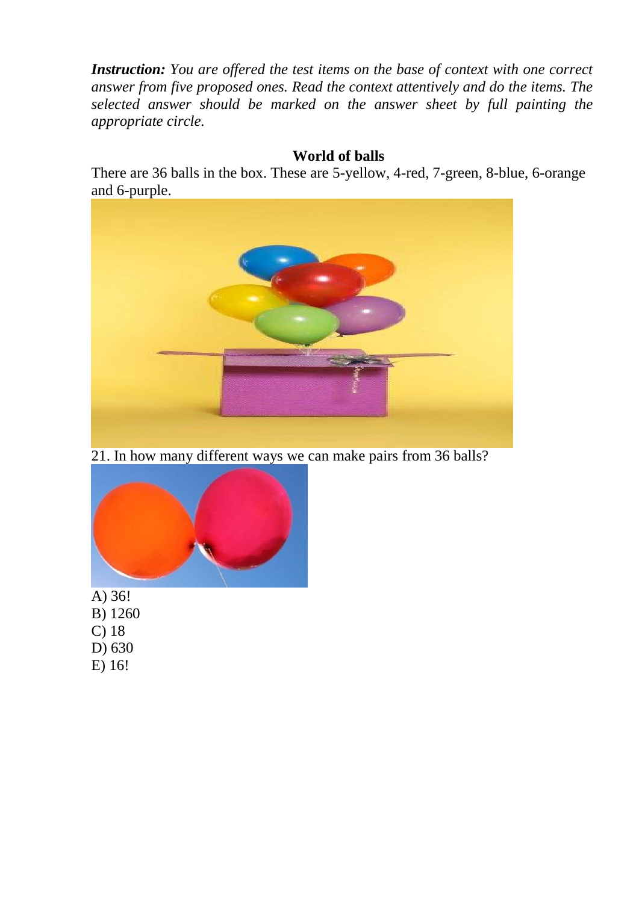***Instruction:*** *You are offered the test items on the base of context with one correct answer from five proposed ones. Read the context attentively and do the items. The selected answer should be marked on the answer sheet by full painting the appropriate circle.*

## World of balls

There are 36 balls in the box. These are 5-yellow, 4-red, 7-green, 8-blue, 6-orange and 6-purple.

21. In how many different ways we can make pairs from 36 balls?

A) 36!
B) 1260
C) 18
D) 630
E) 16!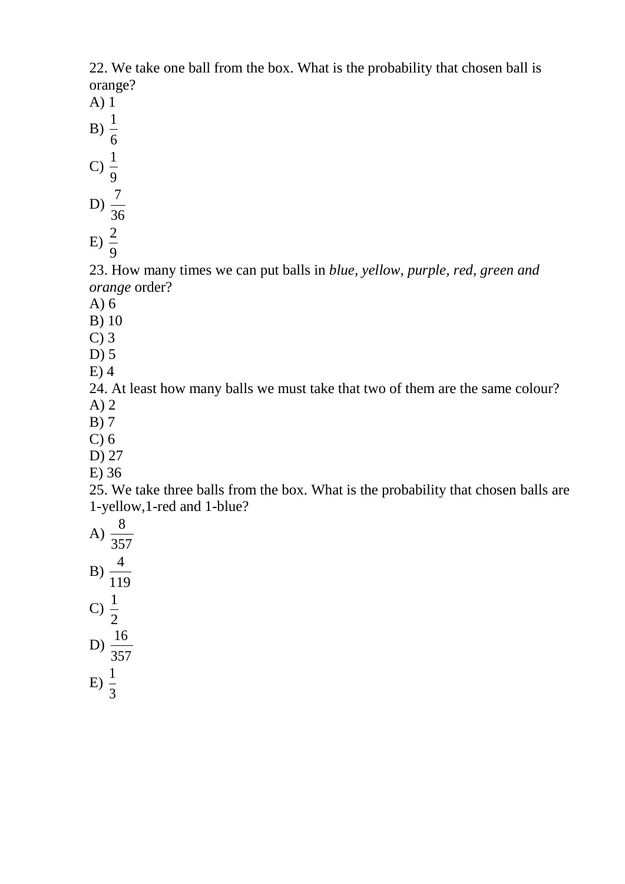22. We take one ball from the box. What is the probability that chosen ball is orange?

A) 1

B) $\frac{1}{6}$

C) $\frac{1}{9}$

D) $\frac{7}{36}$

E) $\frac{2}{9}$

23. How many times we can put balls in *blue, yellow, purple, red, green and orange* order?

A) 6

B) 10

C) 3

D) 5

E) 4

24. At least how many balls we must take that two of them are the same colour?

A) 2

B) 7

C) 6

D) 27

E) 36

25. We take three balls from the box. What is the probability that chosen balls are 1-yellow,1-red and 1-blue?

A) $\frac{8}{357}$

B) $\frac{4}{119}$

C) $\frac{1}{2}$

D) $\frac{16}{357}$

E) $\frac{1}{3}$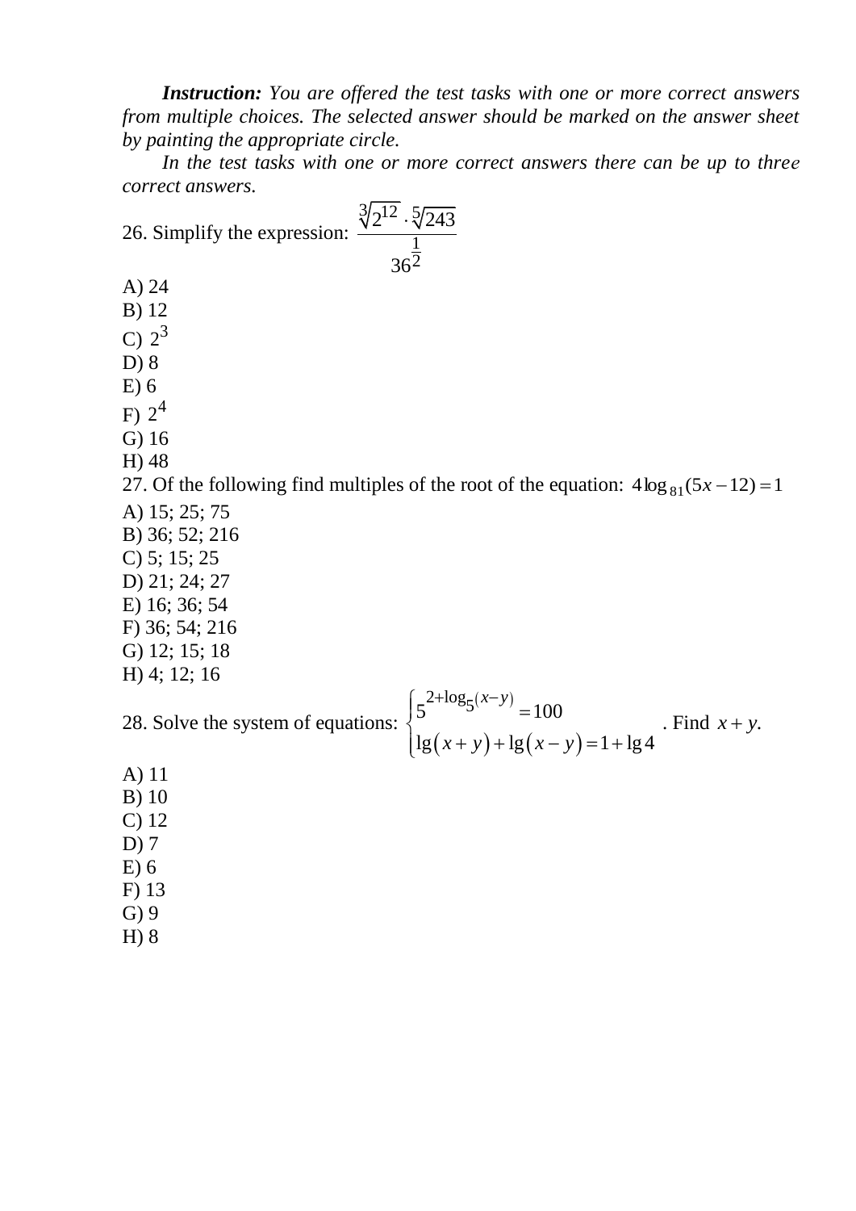***Instruction:*** *You are offered the test tasks with one or more correct answers from multiple choices. The selected answer should be marked on the answer sheet by painting the appropriate circle.*

*In the test tasks with one or more correct answers there can be up to three correct answers.*

26. Simplify the expression: $\dfrac{\sqrt[3]{2^{12}} \cdot \sqrt[5]{243}}{36^{\frac{1}{2}}}$

A) 24
B) 12
C) $2^3$
D) 8
E) 6
F) $2^4$
G) 16
H) 48

27. Of the following find multiples of the root of the equation: $4\log_{81}(5x-12)=1$

A) 15; 25; 75
B) 36; 52; 216
C) 5; 15; 25
D) 21; 24; 27
E) 16; 36; 54
F) 36; 54; 216
G) 12; 15; 18
H) 4; 12; 16

28. Solve the system of equations: $\begin{cases} 5^{2+\log_5(x-y)} = 100 \\ \lg(x+y)+\lg(x-y)=1+\lg 4 \end{cases}$. Find $x+y$.

A) 11
B) 10
C) 12
D) 7
E) 6
F) 13
G) 9
H) 8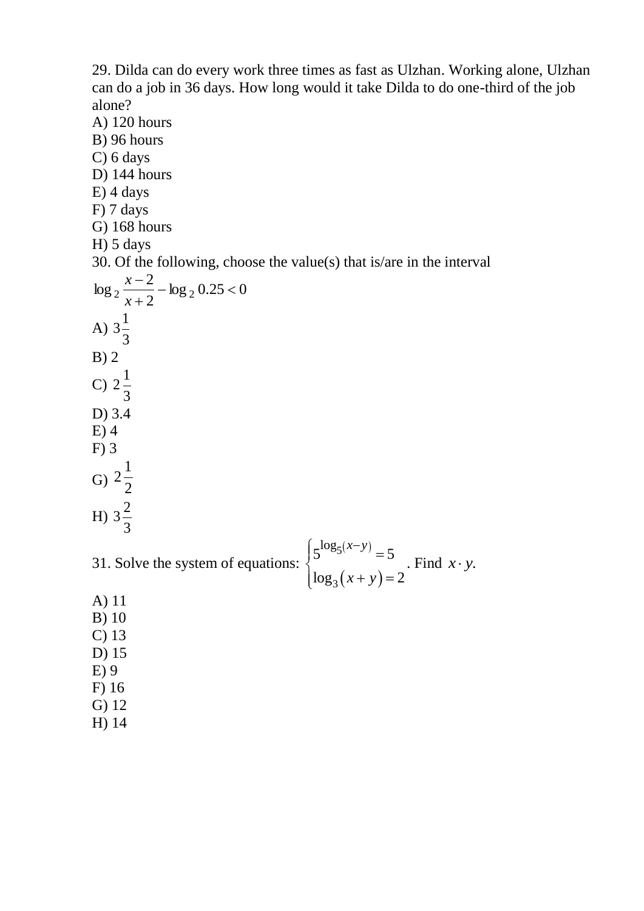29. Dilda can do every work three times as fast as Ulzhan. Working alone, Ulzhan can do a job in 36 days. How long would it take Dilda to do one-third of the job alone?

A) 120 hours
B) 96 hours
C) 6 days
D) 144 hours
E) 4 days
F) 7 days
G) 168 hours
H) 5 days

30. Of the following, choose the value(s) that is/are in the interval

$\log_2 \frac{x-2}{x+2} - \log_2 0.25 < 0$

A) $3\frac{1}{3}$
B) 2
C) $2\frac{1}{3}$
D) 3.4
E) 4
F) 3
G) $2\frac{1}{2}$
H) $3\frac{2}{3}$

31. Solve the system of equations: $\begin{cases} 5^{\log_5(x-y)} = 5 \\ \log_3(x+y) = 2 \end{cases}$. Find $x \cdot y$.

A) 11
B) 10
C) 13
D) 15
E) 9
F) 16
G) 12
H) 14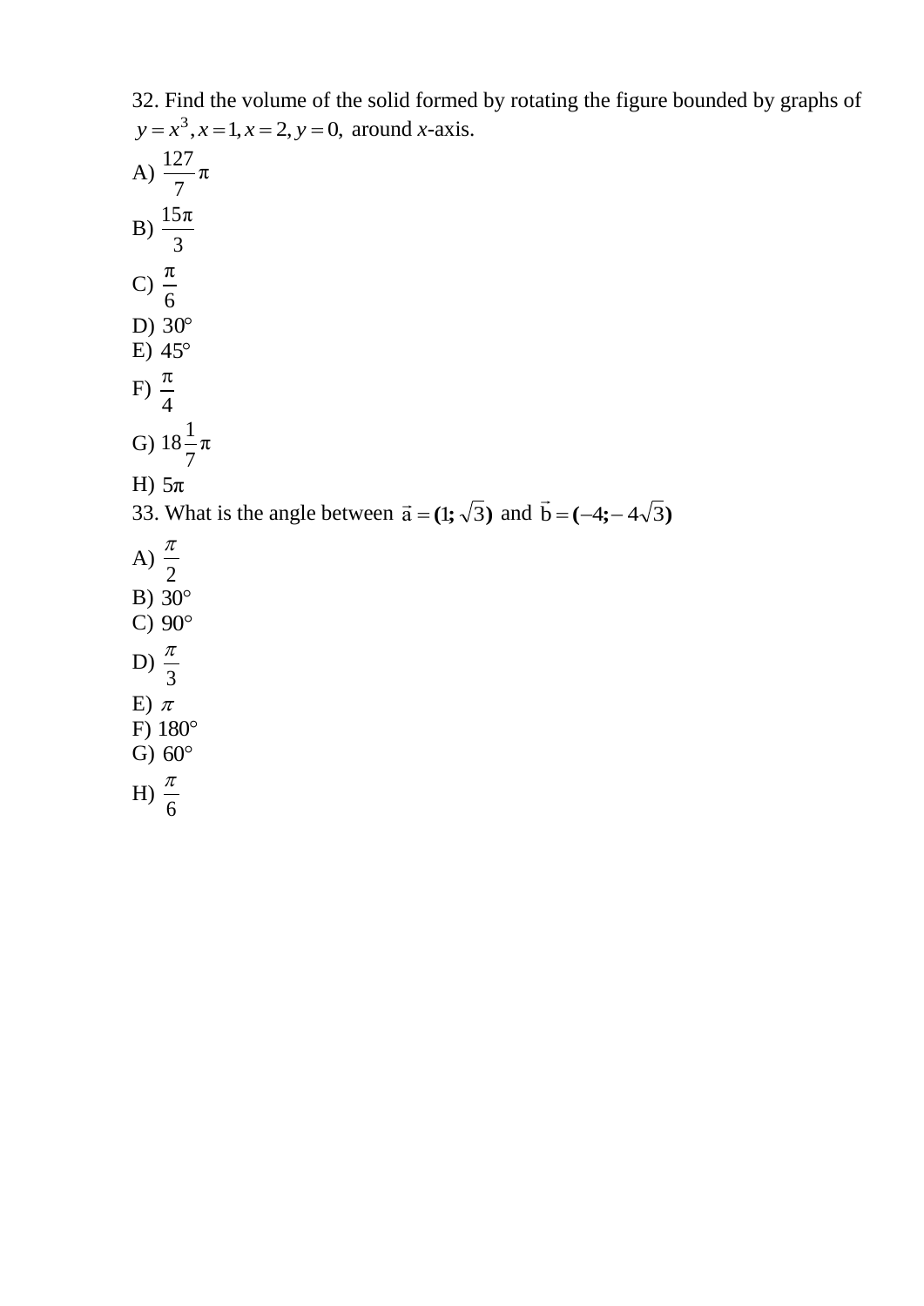32. Find the volume of the solid formed by rotating the figure bounded by graphs of $y = x^3, x = 1, x = 2, y = 0,$ around *x*-axis.

A) $\frac{127}{7}\pi$

B) $\frac{15\pi}{3}$

C) $\frac{\pi}{6}$

D) $30°$

E) $45°$

F) $\frac{\pi}{4}$

G) $18\frac{1}{7}\pi$

H) $5\pi$

33. What is the angle between $\vec{a} = (1; \sqrt{3})$ and $\vec{b} = (-4; -4\sqrt{3})$

A) $\frac{\pi}{2}$

B) $30°$

C) $90°$

D) $\frac{\pi}{3}$

E) $\pi$

F) $180°$

G) $60°$

H) $\frac{\pi}{6}$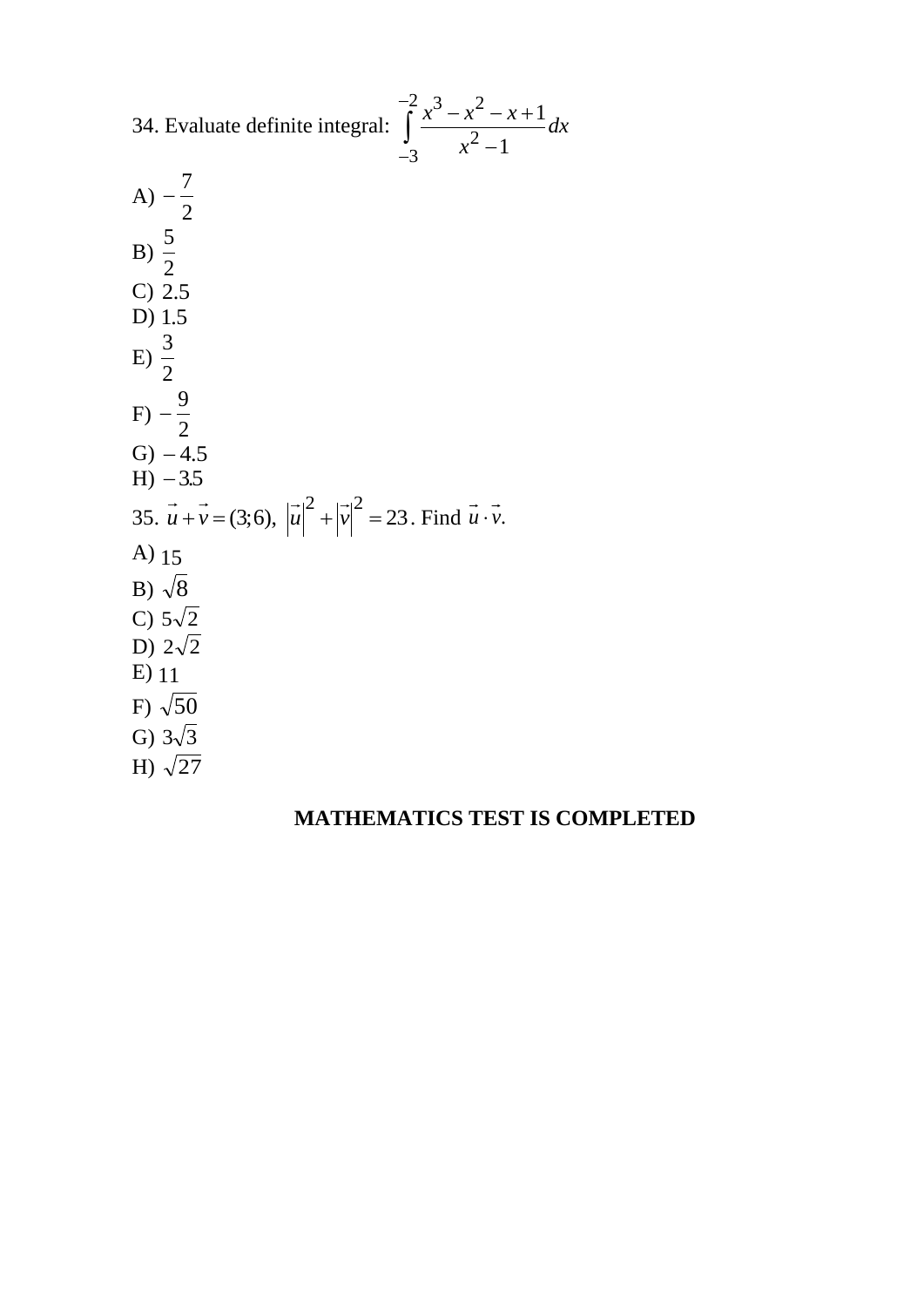34. Evaluate definite integral: $\int_{-3}^{-2} \frac{x^3 - x^2 - x + 1}{x^2 - 1} dx$

A) $-\frac{7}{2}$

B) $\frac{5}{2}$

C) 2.5

D) 1.5

E) $\frac{3}{2}$

F) $-\frac{9}{2}$

G) $-4.5$

H) $-3.5$

35. $\vec{u} + \vec{v} = (3;6)$, $\left|\vec{u}\right|^2 + \left|\vec{v}\right|^2 = 23$. Find $\vec{u} \cdot \vec{v}$.

A) 15

B) $\sqrt{8}$

C) $5\sqrt{2}$

D) $2\sqrt{2}$

E) 11

F) $\sqrt{50}$

G) $3\sqrt{3}$

H) $\sqrt{27}$

**MATHEMATICS TEST IS COMPLETED**